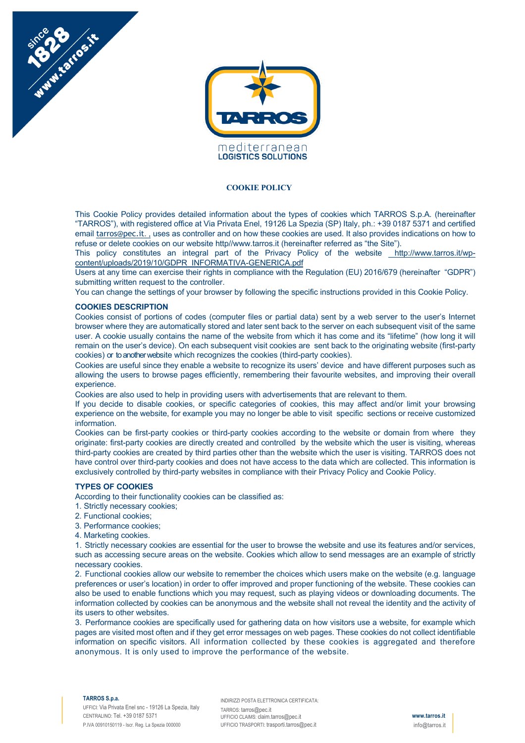# COOKIE POLICY

This Cookie Policy provides detailed information about the types of cookies which TARROS S.p.A. (hereinafter "TARROS"), with registered office at Via Privata Enel, 19126 La Spezia (SP) Italy, ph.: +39 0187 5371 and certified email tarros@pec.it. , uses as controller and on how these cookies are used. It also provides indications on how to refuse or delete cookies on our website http//www.tarros.it (hereinafter referred as "the Site").

This policy constitutes an integral part of the Privacy Policy of the website http://www.tarros.it/wp-content/uploads/2019/10/GDPR_INFORMATIVA-GENERICA.pdf

Users at any time can exercise their rights in compliance with the Regulation (EU) 2016/679 (hereinafter "GDPR") submitting written request to the controller.

You can change the settings of your browser by following the specific instructions provided in this Cookie Policy.

## COOKIES DESCRIPTION

Cookies consist of portions of codes (computer files or partial data) sent by a web server to the user's Internet browser where they are automatically stored and later sent back to the server on each subsequent visit of the same user. A cookie usually contains the name of the website from which it has come and its "lifetime" (how long it will remain on the user's device). On each subsequent visit cookies are sent back to the originating website (first-party cookies) or to another website which recognizes the cookies (third-party cookies).

Cookies are useful since they enable a website to recognize its users' device and have different purposes such as allowing the users to browse pages efficiently, remembering their favourite websites, and improving their overall experience.

Cookies are also used to help in providing users with advertisements that are relevant to them.

If you decide to disable cookies, or specific categories of cookies, this may affect and/or limit your browsing experience on the website, for example you may no longer be able to visit specific sections or receive customized information.

Cookies can be first-party cookies or third-party cookies according to the website or domain from where they originate: first-party cookies are directly created and controlled by the website which the user is visiting, whereas third-party cookies are created by third parties other than the website which the user is visiting. TARROS does not have control over third-party cookies and does not have access to the data which are collected. This information is exclusively controlled by third-party websites in compliance with their Privacy Policy and Cookie Policy.

## TYPES OF COOKIES

According to their functionality cookies can be classified as:

1. Strictly necessary cookies;
2. Functional cookies;
3. Performance cookies;
4. Marketing cookies.

1. Strictly necessary cookies are essential for the user to browse the website and use its features and/or services, such as accessing secure areas on the website. Cookies which allow to send messages are an example of strictly necessary cookies.

2. Functional cookies allow our website to remember the choices which users make on the website (e.g. language preferences or user's location) in order to offer improved and proper functioning of the website. These cookies can also be used to enable functions which you may request, such as playing videos or downloading documents. The information collected by cookies can be anonymous and the website shall not reveal the identity and the activity of its users to other websites.

3. Performance cookies are specifically used for gathering data on how visitors use a website, for example which pages are visited most often and if they get error messages on web pages. These cookies do not collect identifiable information on specific visitors. All information collected by these cookies is aggregated and therefore anonymous. It is only used to improve the performance of the website.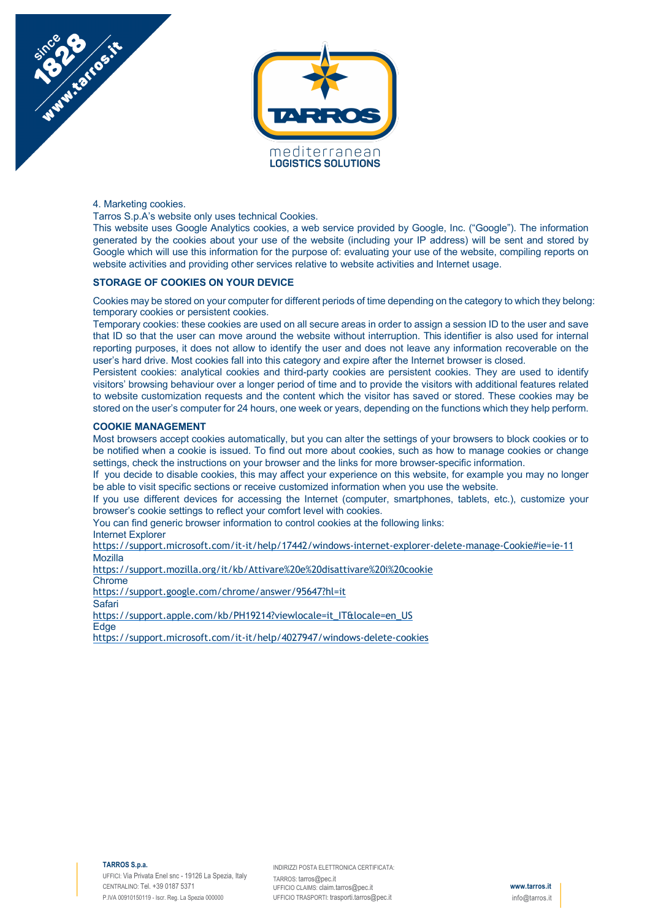4. Marketing cookies.

Tarros S.p.A's website only uses technical Cookies.

This website uses Google Analytics cookies, a web service provided by Google, Inc. ("Google"). The information generated by the cookies about your use of the website (including your IP address) will be sent and stored by Google which will use this information for the purpose of: evaluating your use of the website, compiling reports on website activities and providing other services relative to website activities and Internet usage.

## STORAGE OF COOKIES ON YOUR DEVICE

Cookies may be stored on your computer for different periods of time depending on the category to which they belong: temporary cookies or persistent cookies.

Temporary cookies: these cookies are used on all secure areas in order to assign a session ID to the user and save that ID so that the user can move around the website without interruption. This identifier is also used for internal reporting purposes, it does not allow to identify the user and does not leave any information recoverable on the user's hard drive. Most cookies fall into this category and expire after the Internet browser is closed.

Persistent cookies: analytical cookies and third-party cookies are persistent cookies. They are used to identify visitors' browsing behaviour over a longer period of time and to provide the visitors with additional features related to website customization requests and the content which the visitor has saved or stored. These cookies may be stored on the user's computer for 24 hours, one week or years, depending on the functions which they help perform.

## COOKIE MANAGEMENT

Most browsers accept cookies automatically, but you can alter the settings of your browsers to block cookies or to be notified when a cookie is issued. To find out more about cookies, such as how to manage cookies or change settings, check the instructions on your browser and the links for more browser-specific information.

If you decide to disable cookies, this may affect your experience on this website, for example you may no longer be able to visit specific sections or receive customized information when you use the website.

If you use different devices for accessing the Internet (computer, smartphones, tablets, etc.), customize your browser's cookie settings to reflect your comfort level with cookies.

You can find generic browser information to control cookies at the following links:

Internet Explorer
https://support.microsoft.com/it-it/help/17442/windows-internet-explorer-delete-manage-Cookie#ie=ie-11

Mozilla
https://support.mozilla.org/it/kb/Attivare%20e%20disattivare%20i%20cookie

Chrome
https://support.google.com/chrome/answer/95647?hl=it

Safari
https://support.apple.com/kb/PH19214?viewlocale=it_IT&locale=en_US

Edge
https://support.microsoft.com/it-it/help/4027947/windows-delete-cookies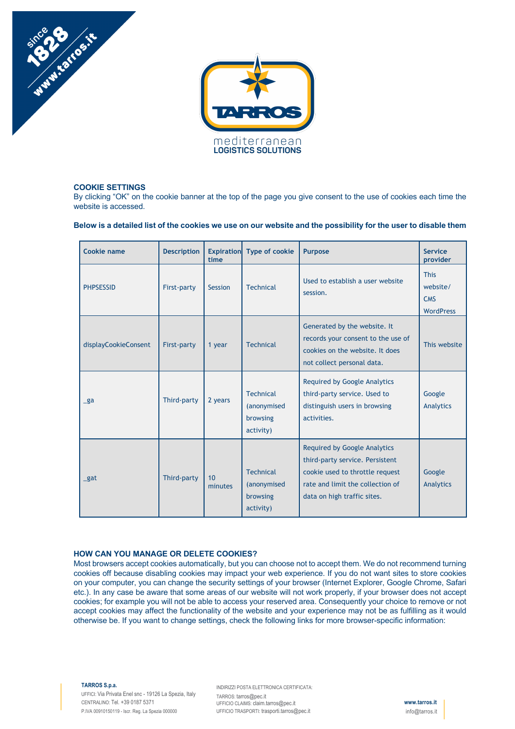## COOKIE SETTINGS

By clicking "OK" on the cookie banner at the top of the page you give consent to the use of cookies each time the website is accessed.

**Below is a detailed list of the cookies we use on our website and the possibility for the user to disable them**

| Cookie name | Description | Expiration time | Type of cookie | Purpose | Service provider |
|---|---|---|---|---|---|
| PHPSESSID | First-party | Session | Technical | Used to establish a user website session. | This website/ CMS WordPress |
| displayCookieConsent | First-party | 1 year | Technical | Generated by the website. It records your consent to the use of cookies on the website. It does not collect personal data. | This website |
| _ga | Third-party | 2 years | Technical (anonymised browsing activity) | Required by Google Analytics third-party service. Used to distinguish users in browsing activities. | Google Analytics |
| _gat | Third-party | 10 minutes | Technical (anonymised browsing activity) | Required by Google Analytics third-party service. Persistent cookie used to throttle request rate and limit the collection of data on high traffic sites. | Google Analytics |

## HOW CAN YOU MANAGE OR DELETE COOKIES?

Most browsers accept cookies automatically, but you can choose not to accept them. We do not recommend turning cookies off because disabling cookies may impact your web experience. If you do not want sites to store cookies on your computer, you can change the security settings of your browser (Internet Explorer, Google Chrome, Safari etc.). In any case be aware that some areas of our website will not work properly, if your browser does not accept cookies; for example you will not be able to access your reserved area. Consequently your choice to remove or not accept cookies may affect the functionality of the website and your experience may not be as fulfilling as it would otherwise be. If you want to change settings, check the following links for more browser-specific information: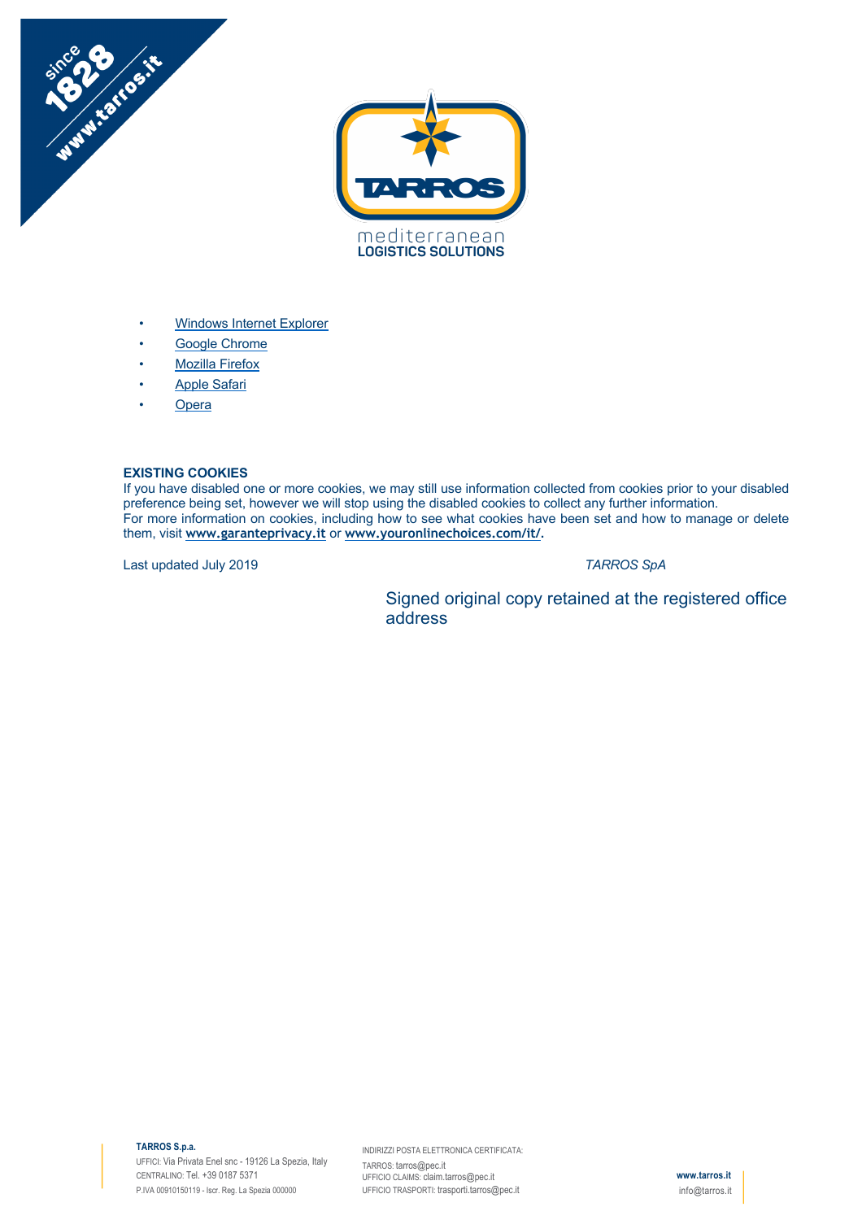- Windows Internet Explorer
- Google Chrome
- Mozilla Firefox
- Apple Safari
- Opera

**EXISTING COOKIES**

If you have disabled one or more cookies, we may still use information collected from cookies prior to your disabled preference being set, however we will stop using the disabled cookies to collect any further information.
For more information on cookies, including how to see what cookies have been set and how to manage or delete them, visit **www.garanteprivacy.it** or **www.youronlinechoices.com/it/**.

Last updated July 2019

*TARROS SpA*

Signed original copy retained at the registered office address